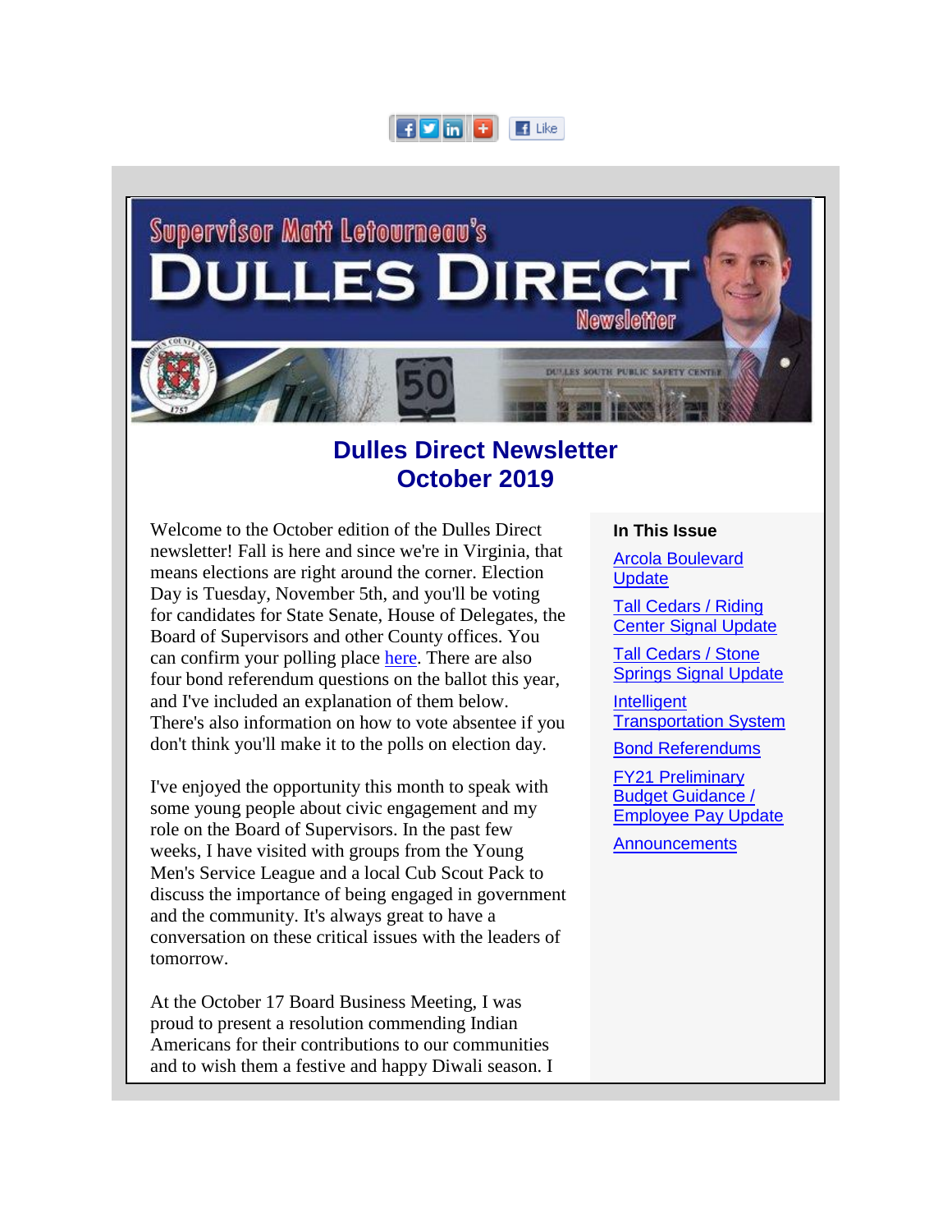# Dulles Direct Newsletter
# October 2019

Welcome to the October edition of the Dulles Direct newsletter! Fall is here and since we're in Virginia, that means elections are right around the corner. Election Day is Tuesday, November 5th, and you'll be voting for candidates for State Senate, House of Delegates, the Board of Supervisors and other County offices. You can confirm your polling place here. There are also four bond referendum questions on the ballot this year, and I've included an explanation of them below. There's also information on how to vote absentee if you don't think you'll make it to the polls on election day.

I've enjoyed the opportunity this month to speak with some young people about civic engagement and my role on the Board of Supervisors. In the past few weeks, I have visited with groups from the Young Men's Service League and a local Cub Scout Pack to discuss the importance of being engaged in government and the community. It's always great to have a conversation on these critical issues with the leaders of tomorrow.

At the October 17 Board Business Meeting, I was proud to present a resolution commending Indian Americans for their contributions to our communities and to wish them a festive and happy Diwali season. I

**In This Issue**

- Arcola Boulevard Update
- Tall Cedars / Riding Center Signal Update
- Tall Cedars / Stone Springs Signal Update
- Intelligent Transportation System
- Bond Referendums
- FY21 Preliminary Budget Guidance / Employee Pay Update
- Announcements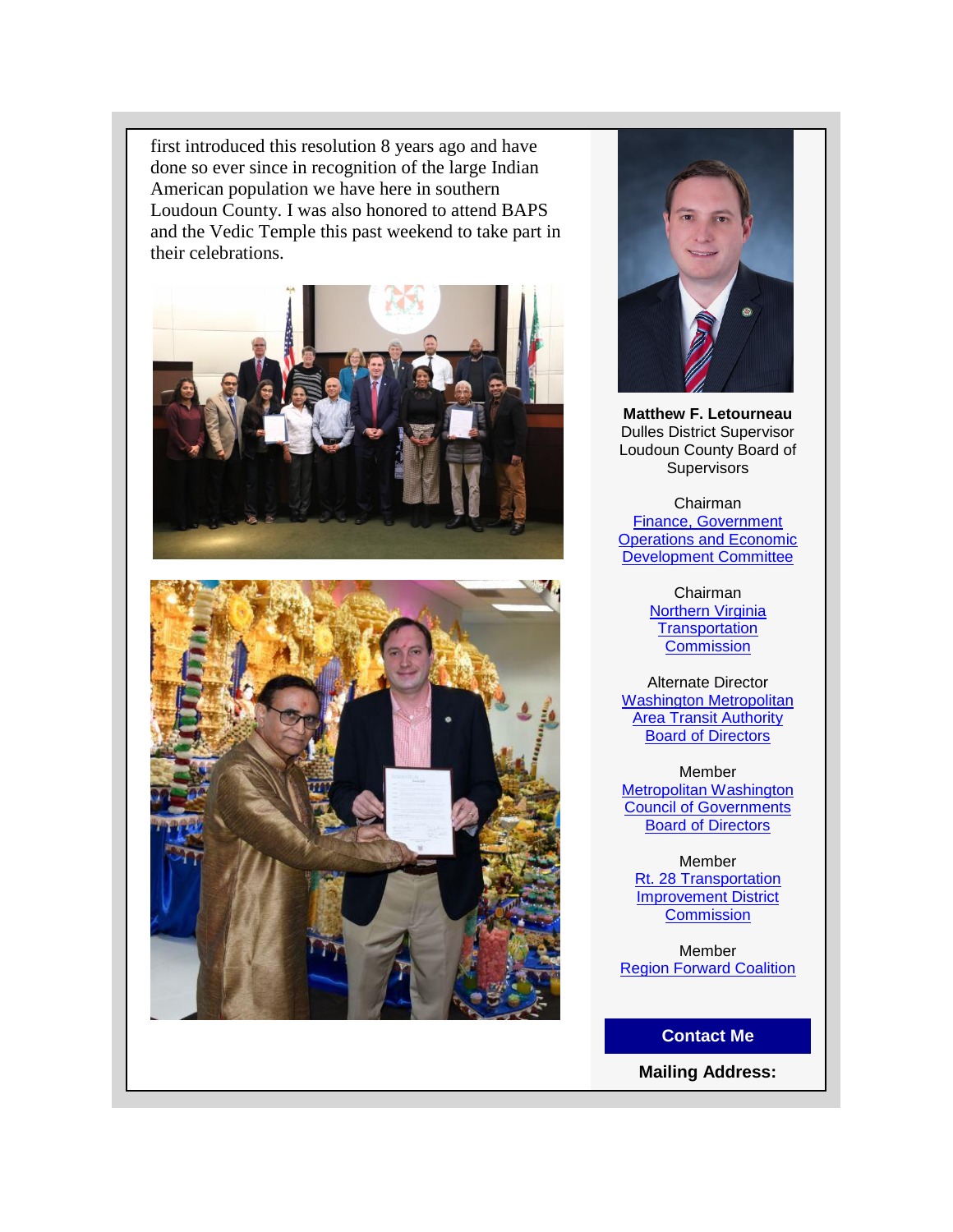first introduced this resolution 8 years ago and have done so ever since in recognition of the large Indian American population we have here in southern Loudoun County. I was also honored to attend BAPS and the Vedic Temple this past weekend to take part in their celebrations.

**Matthew F. Letourneau**
Dulles District Supervisor
Loudoun County Board of Supervisors

Chairman
[Finance, Government Operations and Economic Development Committee]

Chairman
[Northern Virginia Transportation Commission]

Alternate Director
[Washington Metropolitan Area Transit Authority Board of Directors]

Member
[Metropolitan Washington Council of Governments Board of Directors]

Member
[Rt. 28 Transportation Improvement District Commission]

Member
[Region Forward Coalition]

**Contact Me**

**Mailing Address:**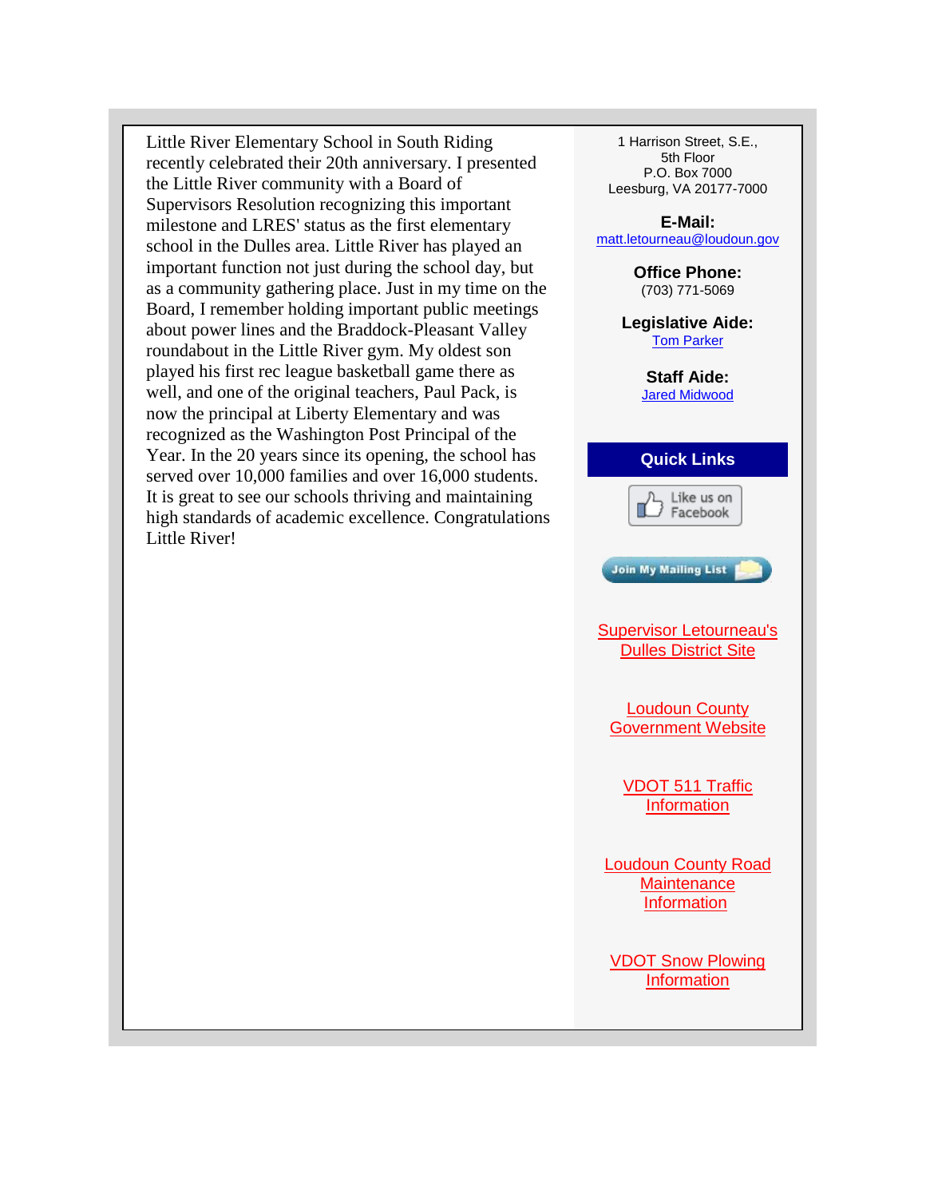Little River Elementary School in South Riding recently celebrated their 20th anniversary. I presented the Little River community with a Board of Supervisors Resolution recognizing this important milestone and LRES' status as the first elementary school in the Dulles area. Little River has played an important function not just during the school day, but as a community gathering place. Just in my time on the Board, I remember holding important public meetings about power lines and the Braddock-Pleasant Valley roundabout in the Little River gym. My oldest son played his first rec league basketball game there as well, and one of the original teachers, Paul Pack, is now the principal at Liberty Elementary and was recognized as the Washington Post Principal of the Year. In the 20 years since its opening, the school has served over 10,000 families and over 16,000 students. It is great to see our schools thriving and maintaining high standards of academic excellence. Congratulations Little River!

1 Harrison Street, S.E.,
5th Floor
P.O. Box 7000
Leesburg, VA 20177-7000

**E-Mail:**
matt.letourneau@loudoun.gov

**Office Phone:**
(703) 771-5069

**Legislative Aide:**
Tom Parker

**Staff Aide:**
Jared Midwood

**Quick Links**

Like us on Facebook

Join My Mailing List

Supervisor Letourneau's Dulles District Site

Loudoun County Government Website

VDOT 511 Traffic Information

Loudoun County Road Maintenance Information

VDOT Snow Plowing Information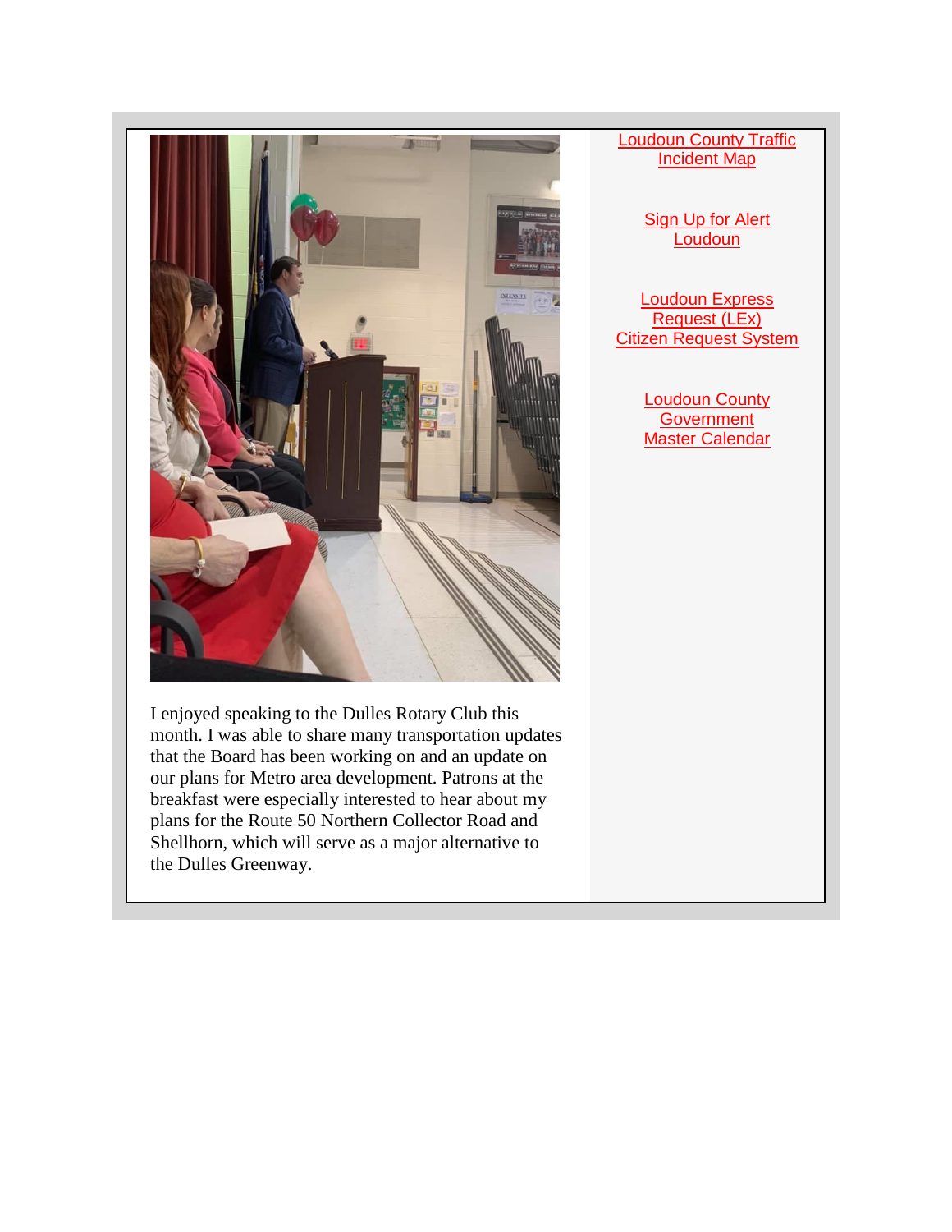I enjoyed speaking to the Dulles Rotary Club this month. I was able to share many transportation updates that the Board has been working on and an update on our plans for Metro area development. Patrons at the breakfast were especially interested to hear about my plans for the Route 50 Northern Collector Road and Shellhorn, which will serve as a major alternative to the Dulles Greenway.

Loudoun County Traffic Incident Map

Sign Up for Alert Loudoun

Loudoun Express Request (LEx) Citizen Request System

Loudoun County Government Master Calendar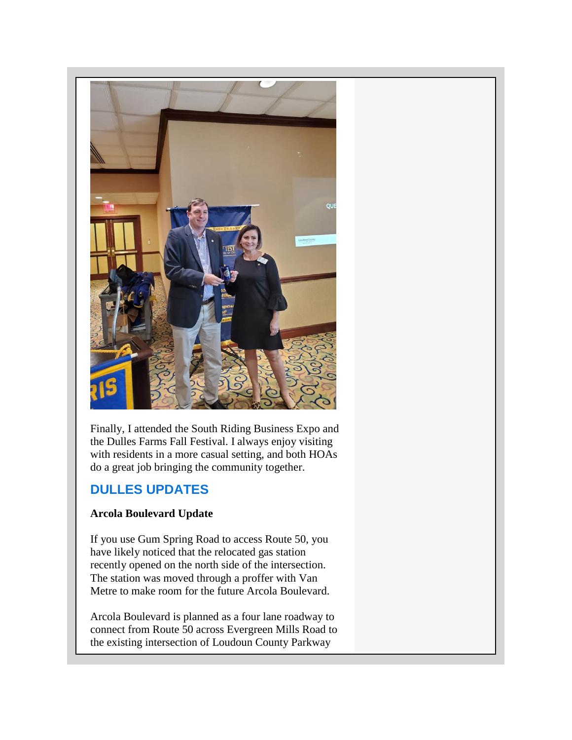Finally, I attended the South Riding Business Expo and the Dulles Farms Fall Festival. I always enjoy visiting with residents in a more casual setting, and both HOAs do a great job bringing the community together.

## DULLES UPDATES

**Arcola Boulevard Update**

If you use Gum Spring Road to access Route 50, you have likely noticed that the relocated gas station recently opened on the north side of the intersection. The station was moved through a proffer with Van Metre to make room for the future Arcola Boulevard.

Arcola Boulevard is planned as a four lane roadway to connect from Route 50 across Evergreen Mills Road to the existing intersection of Loudoun County Parkway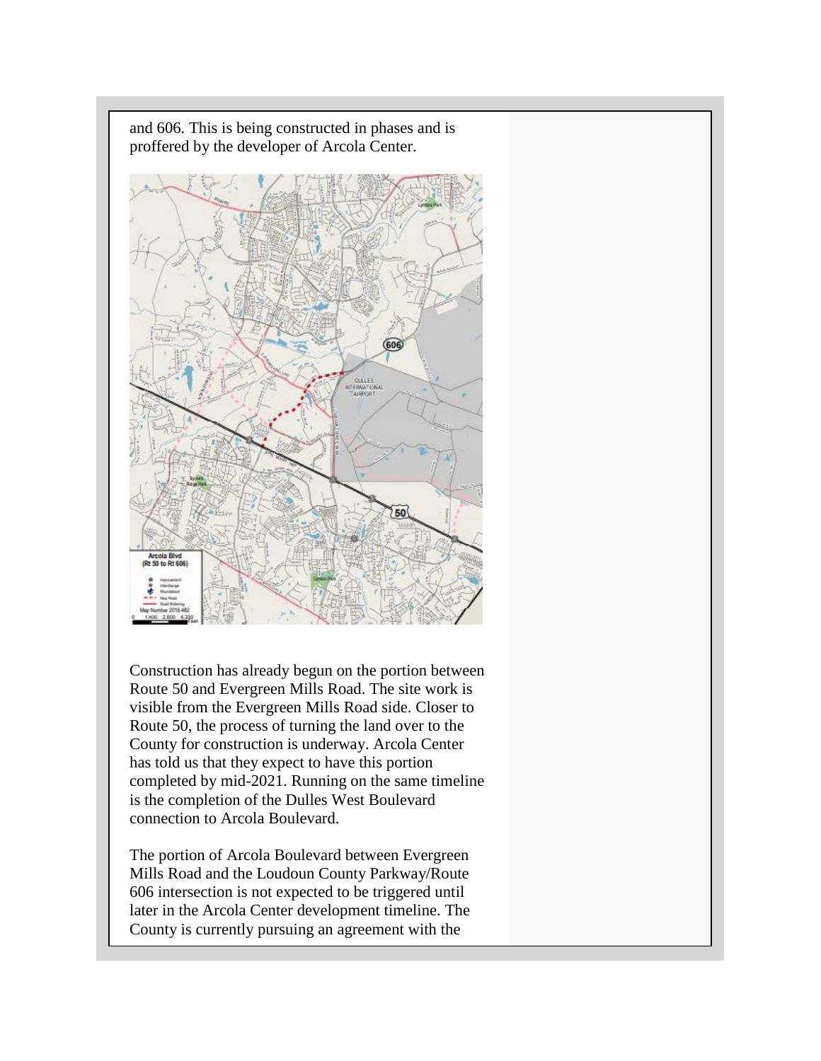and 606. This is being constructed in phases and is proffered by the developer of Arcola Center.

Construction has already begun on the portion between Route 50 and Evergreen Mills Road. The site work is visible from the Evergreen Mills Road side. Closer to Route 50, the process of turning the land over to the County for construction is underway. Arcola Center has told us that they expect to have this portion completed by mid-2021. Running on the same timeline is the completion of the Dulles West Boulevard connection to Arcola Boulevard.

The portion of Arcola Boulevard between Evergreen Mills Road and the Loudoun County Parkway/Route 606 intersection is not expected to be triggered until later in the Arcola Center development timeline. The County is currently pursuing an agreement with the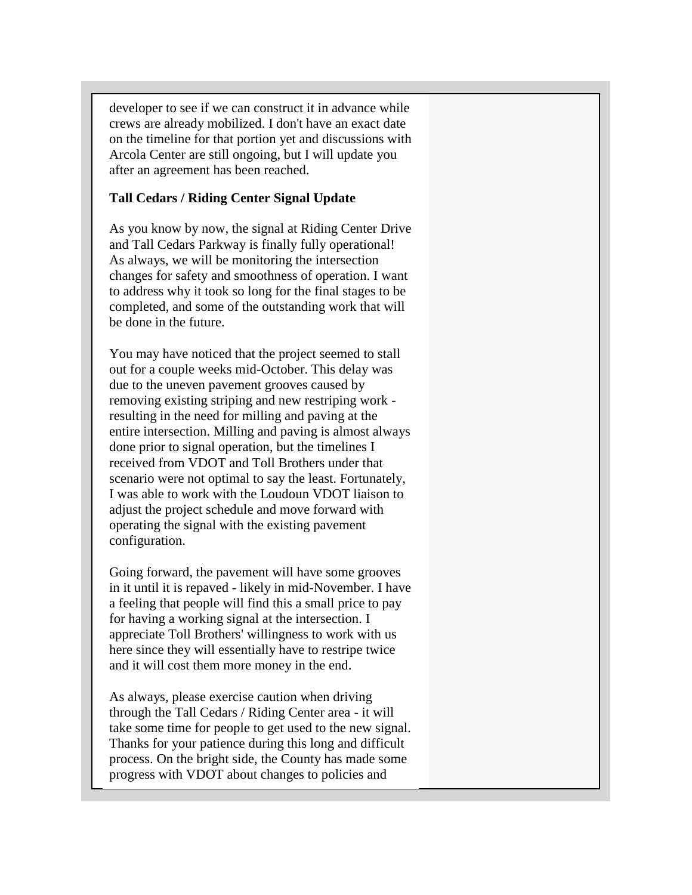developer to see if we can construct it in advance while crews are already mobilized. I don't have an exact date on the timeline for that portion yet and discussions with Arcola Center are still ongoing, but I will update you after an agreement has been reached.

**Tall Cedars / Riding Center Signal Update**

As you know by now, the signal at Riding Center Drive and Tall Cedars Parkway is finally fully operational! As always, we will be monitoring the intersection changes for safety and smoothness of operation. I want to address why it took so long for the final stages to be completed, and some of the outstanding work that will be done in the future.

You may have noticed that the project seemed to stall out for a couple weeks mid-October. This delay was due to the uneven pavement grooves caused by removing existing striping and new restriping work - resulting in the need for milling and paving at the entire intersection. Milling and paving is almost always done prior to signal operation, but the timelines I received from VDOT and Toll Brothers under that scenario were not optimal to say the least. Fortunately, I was able to work with the Loudoun VDOT liaison to adjust the project schedule and move forward with operating the signal with the existing pavement configuration.

Going forward, the pavement will have some grooves in it until it is repaved - likely in mid-November. I have a feeling that people will find this a small price to pay for having a working signal at the intersection. I appreciate Toll Brothers' willingness to work with us here since they will essentially have to restripe twice and it will cost them more money in the end.

As always, please exercise caution when driving through the Tall Cedars / Riding Center area - it will take some time for people to get used to the new signal. Thanks for your patience during this long and difficult process. On the bright side, the County has made some progress with VDOT about changes to policies and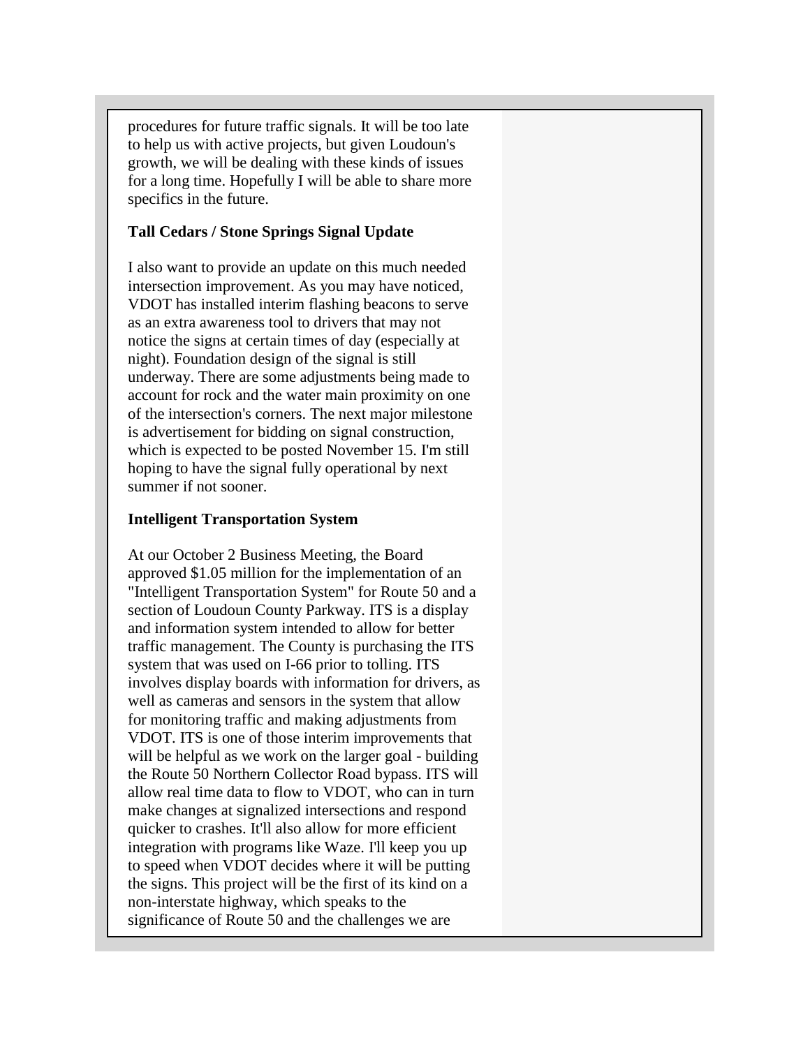procedures for future traffic signals. It will be too late to help us with active projects, but given Loudoun's growth, we will be dealing with these kinds of issues for a long time. Hopefully I will be able to share more specifics in the future.

**Tall Cedars / Stone Springs Signal Update**

I also want to provide an update on this much needed intersection improvement. As you may have noticed, VDOT has installed interim flashing beacons to serve as an extra awareness tool to drivers that may not notice the signs at certain times of day (especially at night). Foundation design of the signal is still underway. There are some adjustments being made to account for rock and the water main proximity on one of the intersection's corners. The next major milestone is advertisement for bidding on signal construction, which is expected to be posted November 15. I'm still hoping to have the signal fully operational by next summer if not sooner.

**Intelligent Transportation System**

At our October 2 Business Meeting, the Board approved $1.05 million for the implementation of an "Intelligent Transportation System" for Route 50 and a section of Loudoun County Parkway. ITS is a display and information system intended to allow for better traffic management. The County is purchasing the ITS system that was used on I-66 prior to tolling. ITS involves display boards with information for drivers, as well as cameras and sensors in the system that allow for monitoring traffic and making adjustments from VDOT. ITS is one of those interim improvements that will be helpful as we work on the larger goal - building the Route 50 Northern Collector Road bypass. ITS will allow real time data to flow to VDOT, who can in turn make changes at signalized intersections and respond quicker to crashes. It'll also allow for more efficient integration with programs like Waze. I'll keep you up to speed when VDOT decides where it will be putting the signs. This project will be the first of its kind on a non-interstate highway, which speaks to the significance of Route 50 and the challenges we are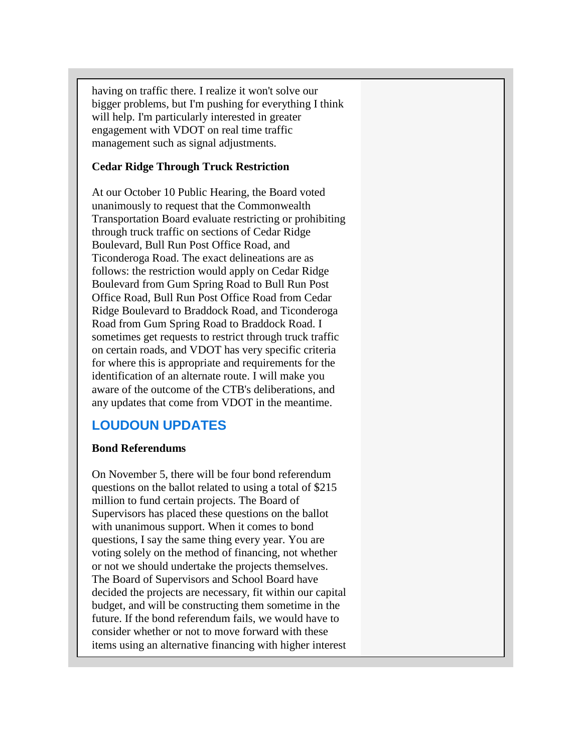having on traffic there. I realize it won't solve our bigger problems, but I'm pushing for everything I think will help. I'm particularly interested in greater engagement with VDOT on real time traffic management such as signal adjustments.

**Cedar Ridge Through Truck Restriction**

At our October 10 Public Hearing, the Board voted unanimously to request that the Commonwealth Transportation Board evaluate restricting or prohibiting through truck traffic on sections of Cedar Ridge Boulevard, Bull Run Post Office Road, and Ticonderoga Road. The exact delineations are as follows: the restriction would apply on Cedar Ridge Boulevard from Gum Spring Road to Bull Run Post Office Road, Bull Run Post Office Road from Cedar Ridge Boulevard to Braddock Road, and Ticonderoga Road from Gum Spring Road to Braddock Road. I sometimes get requests to restrict through truck traffic on certain roads, and VDOT has very specific criteria for where this is appropriate and requirements for the identification of an alternate route. I will make you aware of the outcome of the CTB's deliberations, and any updates that come from VDOT in the meantime.

## LOUDOUN UPDATES

**Bond Referendums**

On November 5, there will be four bond referendum questions on the ballot related to using a total of $215 million to fund certain projects. The Board of Supervisors has placed these questions on the ballot with unanimous support. When it comes to bond questions, I say the same thing every year. You are voting solely on the method of financing, not whether or not we should undertake the projects themselves. The Board of Supervisors and School Board have decided the projects are necessary, fit within our capital budget, and will be constructing them sometime in the future. If the bond referendum fails, we would have to consider whether or not to move forward with these items using an alternative financing with higher interest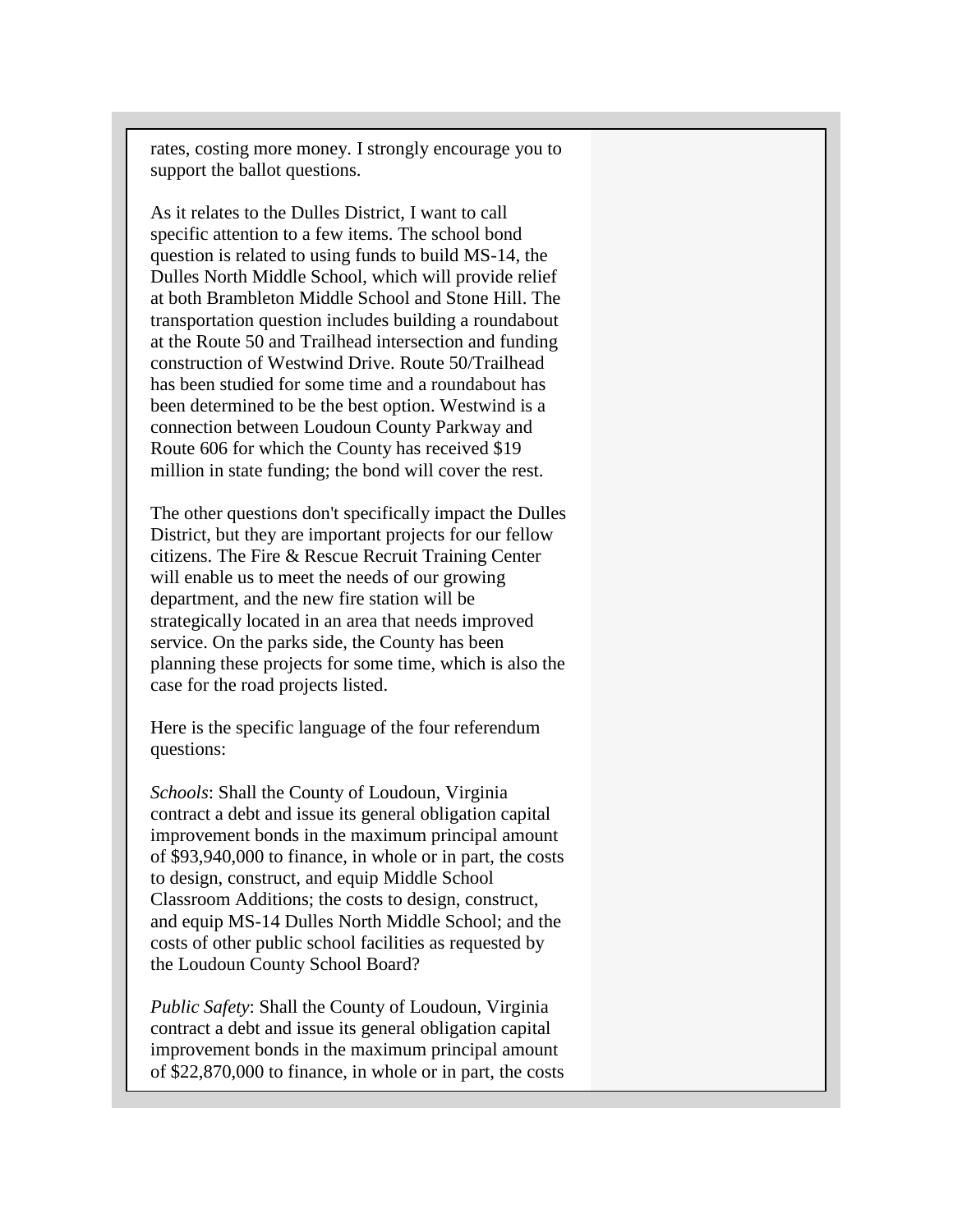rates, costing more money. I strongly encourage you to support the ballot questions.

As it relates to the Dulles District, I want to call specific attention to a few items. The school bond question is related to using funds to build MS-14, the Dulles North Middle School, which will provide relief at both Brambleton Middle School and Stone Hill. The transportation question includes building a roundabout at the Route 50 and Trailhead intersection and funding construction of Westwind Drive. Route 50/Trailhead has been studied for some time and a roundabout has been determined to be the best option. Westwind is a connection between Loudoun County Parkway and Route 606 for which the County has received $19 million in state funding; the bond will cover the rest.

The other questions don't specifically impact the Dulles District, but they are important projects for our fellow citizens. The Fire & Rescue Recruit Training Center will enable us to meet the needs of our growing department, and the new fire station will be strategically located in an area that needs improved service. On the parks side, the County has been planning these projects for some time, which is also the case for the road projects listed.

Here is the specific language of the four referendum questions:

*Schools*: Shall the County of Loudoun, Virginia contract a debt and issue its general obligation capital improvement bonds in the maximum principal amount of $93,940,000 to finance, in whole or in part, the costs to design, construct, and equip Middle School Classroom Additions; the costs to design, construct, and equip MS-14 Dulles North Middle School; and the costs of other public school facilities as requested by the Loudoun County School Board?

*Public Safety*: Shall the County of Loudoun, Virginia contract a debt and issue its general obligation capital improvement bonds in the maximum principal amount of $22,870,000 to finance, in whole or in part, the costs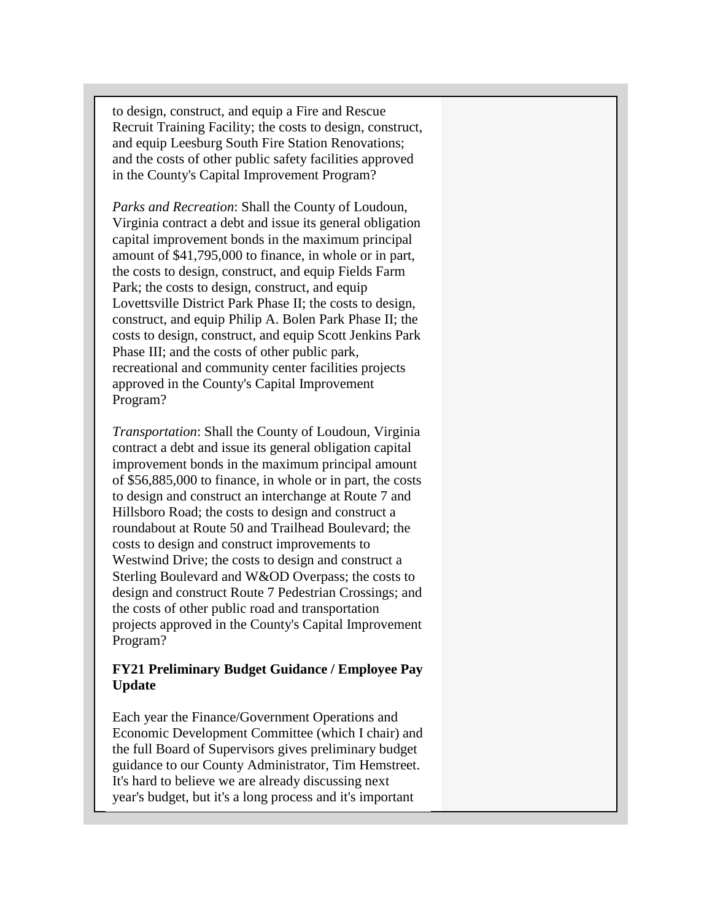to design, construct, and equip a Fire and Rescue Recruit Training Facility; the costs to design, construct, and equip Leesburg South Fire Station Renovations; and the costs of other public safety facilities approved in the County's Capital Improvement Program?

*Parks and Recreation*: Shall the County of Loudoun, Virginia contract a debt and issue its general obligation capital improvement bonds in the maximum principal amount of $41,795,000 to finance, in whole or in part, the costs to design, construct, and equip Fields Farm Park; the costs to design, construct, and equip Lovettsville District Park Phase II; the costs to design, construct, and equip Philip A. Bolen Park Phase II; the costs to design, construct, and equip Scott Jenkins Park Phase III; and the costs of other public park, recreational and community center facilities projects approved in the County's Capital Improvement Program?

*Transportation*: Shall the County of Loudoun, Virginia contract a debt and issue its general obligation capital improvement bonds in the maximum principal amount of $56,885,000 to finance, in whole or in part, the costs to design and construct an interchange at Route 7 and Hillsboro Road; the costs to design and construct a roundabout at Route 50 and Trailhead Boulevard; the costs to design and construct improvements to Westwind Drive; the costs to design and construct a Sterling Boulevard and W&OD Overpass; the costs to design and construct Route 7 Pedestrian Crossings; and the costs of other public road and transportation projects approved in the County's Capital Improvement Program?

**FY21 Preliminary Budget Guidance / Employee Pay Update**

Each year the Finance/Government Operations and Economic Development Committee (which I chair) and the full Board of Supervisors gives preliminary budget guidance to our County Administrator, Tim Hemstreet. It's hard to believe we are already discussing next year's budget, but it's a long process and it's important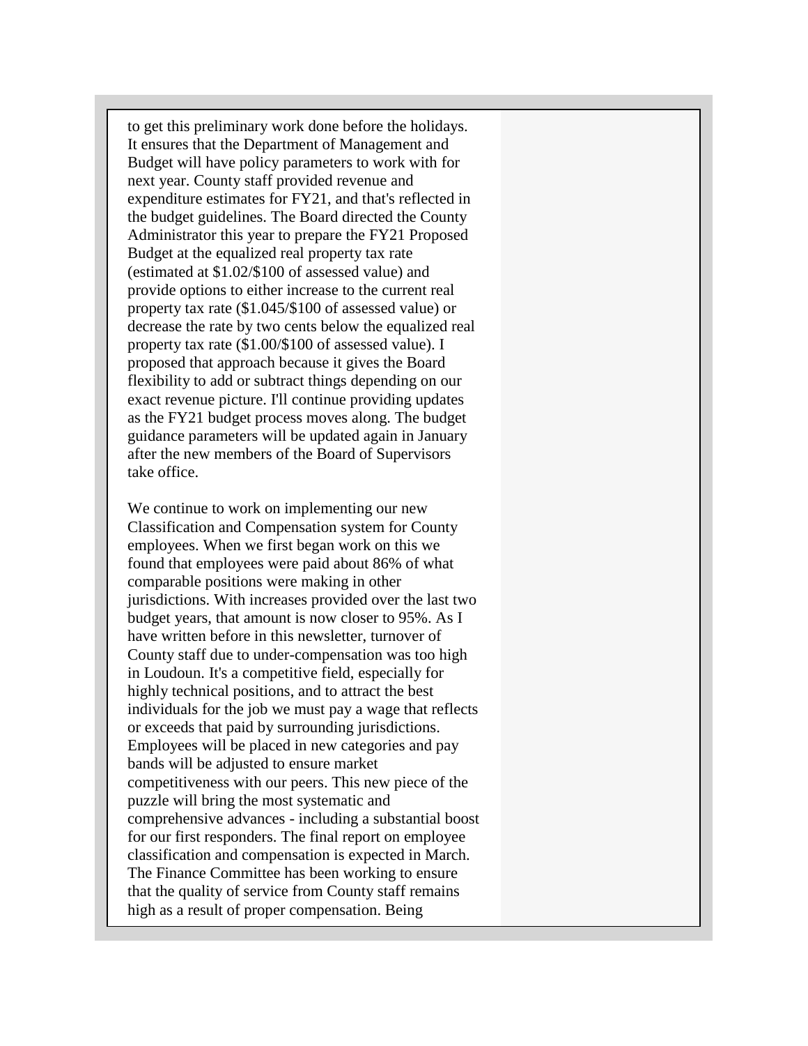to get this preliminary work done before the holidays. It ensures that the Department of Management and Budget will have policy parameters to work with for next year. County staff provided revenue and expenditure estimates for FY21, and that's reflected in the budget guidelines. The Board directed the County Administrator this year to prepare the FY21 Proposed Budget at the equalized real property tax rate (estimated at $1.02/$100 of assessed value) and provide options to either increase to the current real property tax rate ($1.045/$100 of assessed value) or decrease the rate by two cents below the equalized real property tax rate ($1.00/$100 of assessed value). I proposed that approach because it gives the Board flexibility to add or subtract things depending on our exact revenue picture. I'll continue providing updates as the FY21 budget process moves along. The budget guidance parameters will be updated again in January after the new members of the Board of Supervisors take office.

We continue to work on implementing our new Classification and Compensation system for County employees. When we first began work on this we found that employees were paid about 86% of what comparable positions were making in other jurisdictions. With increases provided over the last two budget years, that amount is now closer to 95%. As I have written before in this newsletter, turnover of County staff due to under-compensation was too high in Loudoun. It's a competitive field, especially for highly technical positions, and to attract the best individuals for the job we must pay a wage that reflects or exceeds that paid by surrounding jurisdictions. Employees will be placed in new categories and pay bands will be adjusted to ensure market competitiveness with our peers. This new piece of the puzzle will bring the most systematic and comprehensive advances - including a substantial boost for our first responders. The final report on employee classification and compensation is expected in March. The Finance Committee has been working to ensure that the quality of service from County staff remains high as a result of proper compensation. Being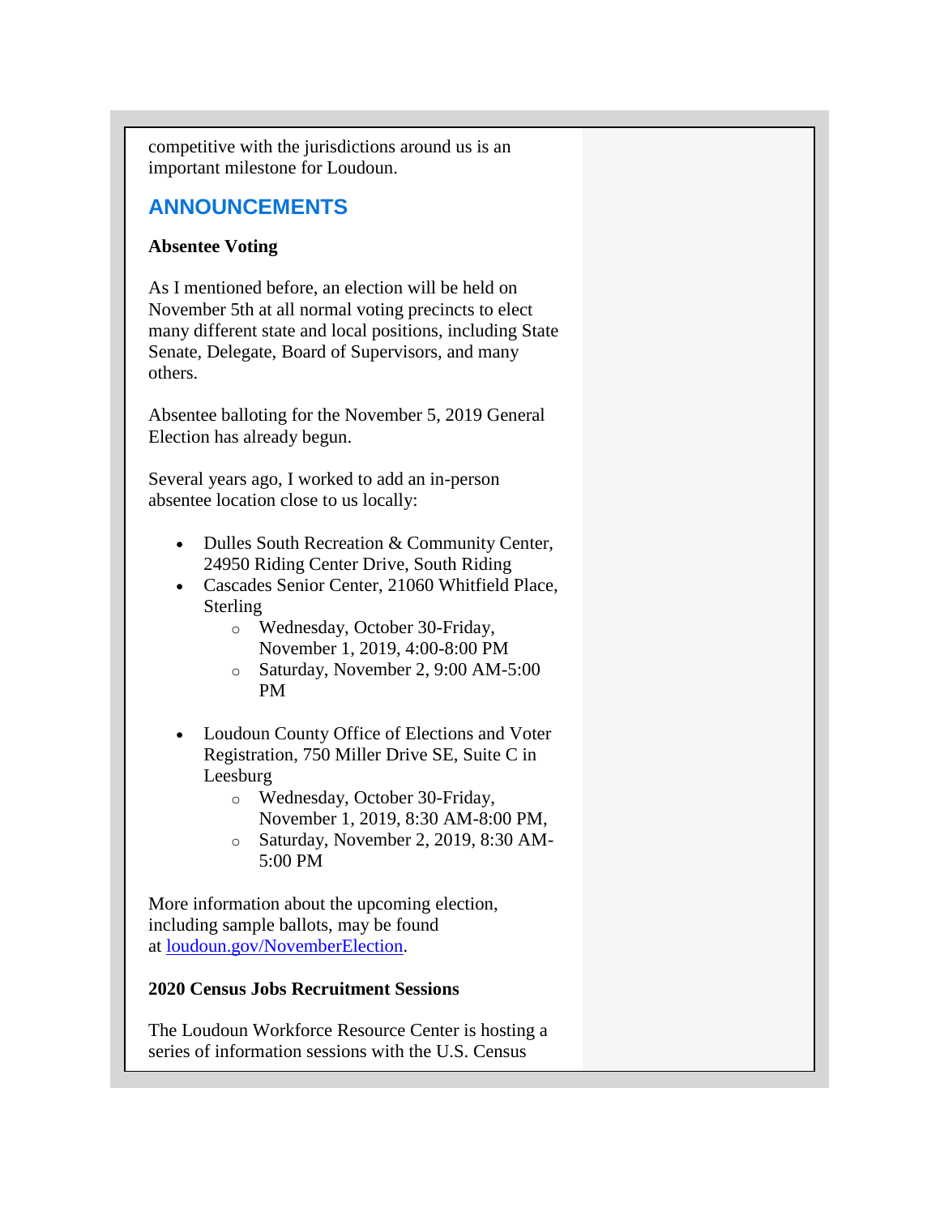competitive with the jurisdictions around us is an important milestone for Loudoun.

## ANNOUNCEMENTS

**Absentee Voting**

As I mentioned before, an election will be held on November 5th at all normal voting precincts to elect many different state and local positions, including State Senate, Delegate, Board of Supervisors, and many others.

Absentee balloting for the November 5, 2019 General Election has already begun.

Several years ago, I worked to add an in-person absentee location close to us locally:

- Dulles South Recreation & Community Center, 24950 Riding Center Drive, South Riding
- Cascades Senior Center, 21060 Whitfield Place, Sterling
    - Wednesday, October 30-Friday, November 1, 2019, 4:00-8:00 PM
    - Saturday, November 2, 9:00 AM-5:00 PM

- Loudoun County Office of Elections and Voter Registration, 750 Miller Drive SE, Suite C in Leesburg
    - Wednesday, October 30-Friday, November 1, 2019, 8:30 AM-8:00 PM,
    - Saturday, November 2, 2019, 8:30 AM-5:00 PM

More information about the upcoming election, including sample ballots, may be found at [loudoun.gov/NovemberElection](loudoun.gov/NovemberElection).

**2020 Census Jobs Recruitment Sessions**

The Loudoun Workforce Resource Center is hosting a series of information sessions with the U.S. Census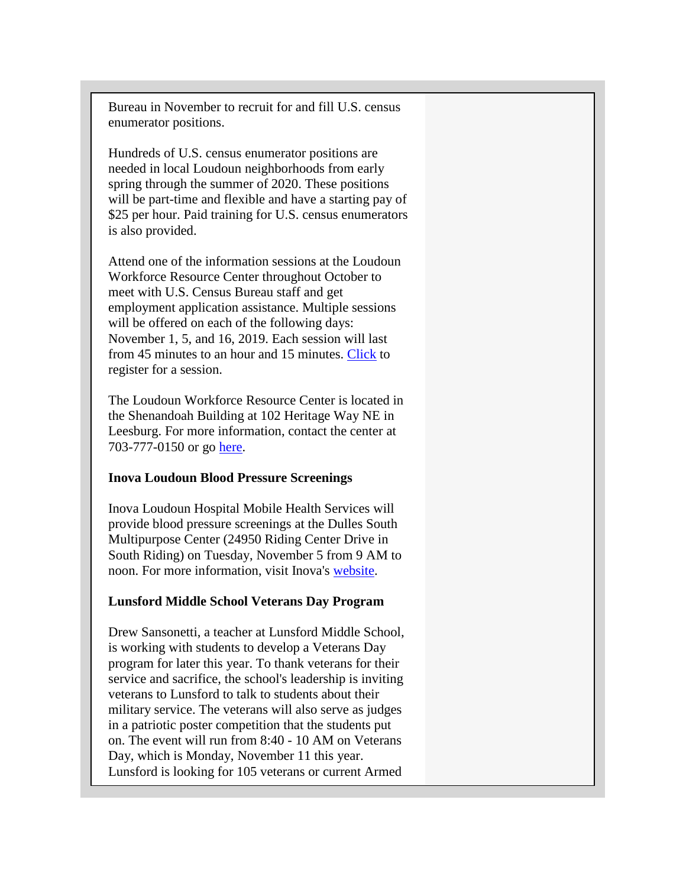Bureau in November to recruit for and fill U.S. census enumerator positions.

Hundreds of U.S. census enumerator positions are needed in local Loudoun neighborhoods from early spring through the summer of 2020. These positions will be part-time and flexible and have a starting pay of $25 per hour. Paid training for U.S. census enumerators is also provided.

Attend one of the information sessions at the Loudoun Workforce Resource Center throughout October to meet with U.S. Census Bureau staff and get employment application assistance. Multiple sessions will be offered on each of the following days: November 1, 5, and 16, 2019. Each session will last from 45 minutes to an hour and 15 minutes. Click to register for a session.

The Loudoun Workforce Resource Center is located in the Shenandoah Building at 102 Heritage Way NE in Leesburg. For more information, contact the center at 703-777-0150 or go here.

**Inova Loudoun Blood Pressure Screenings**

Inova Loudoun Hospital Mobile Health Services will provide blood pressure screenings at the Dulles South Multipurpose Center (24950 Riding Center Drive in South Riding) on Tuesday, November 5 from 9 AM to noon. For more information, visit Inova's website.

**Lunsford Middle School Veterans Day Program**

Drew Sansonetti, a teacher at Lunsford Middle School, is working with students to develop a Veterans Day program for later this year. To thank veterans for their service and sacrifice, the school's leadership is inviting veterans to Lunsford to talk to students about their military service. The veterans will also serve as judges in a patriotic poster competition that the students put on. The event will run from 8:40 - 10 AM on Veterans Day, which is Monday, November 11 this year. Lunsford is looking for 105 veterans or current Armed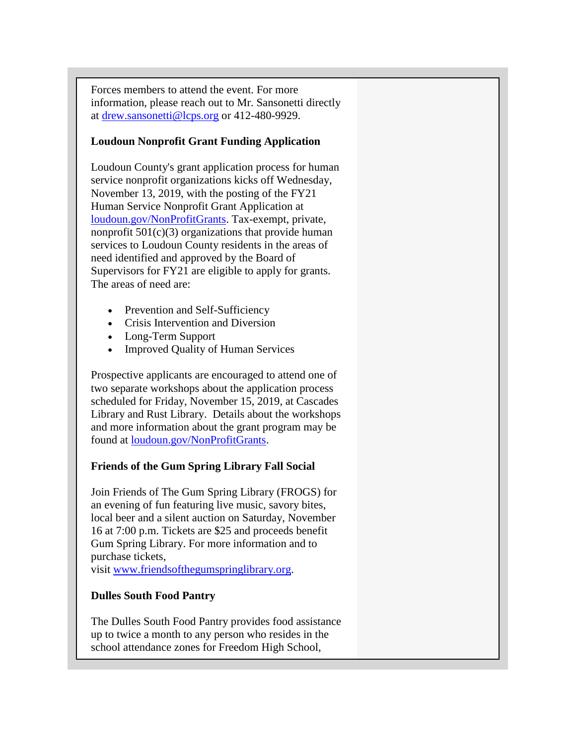Forces members to attend the event. For more information, please reach out to Mr. Sansonetti directly at drew.sansonetti@lcps.org or 412-480-9929.

**Loudoun Nonprofit Grant Funding Application**

Loudoun County's grant application process for human service nonprofit organizations kicks off Wednesday, November 13, 2019, with the posting of the FY21 Human Service Nonprofit Grant Application at loudoun.gov/NonProfitGrants. Tax-exempt, private, nonprofit 501(c)(3) organizations that provide human services to Loudoun County residents in the areas of need identified and approved by the Board of Supervisors for FY21 are eligible to apply for grants. The areas of need are:

- Prevention and Self-Sufficiency
- Crisis Intervention and Diversion
- Long-Term Support
- Improved Quality of Human Services

Prospective applicants are encouraged to attend one of two separate workshops about the application process scheduled for Friday, November 15, 2019, at Cascades Library and Rust Library. Details about the workshops and more information about the grant program may be found at loudoun.gov/NonProfitGrants.

**Friends of the Gum Spring Library Fall Social**

Join Friends of The Gum Spring Library (FROGS) for an evening of fun featuring live music, savory bites, local beer and a silent auction on Saturday, November 16 at 7:00 p.m. Tickets are $25 and proceeds benefit Gum Spring Library. For more information and to purchase tickets, visit www.friendsofthegumspringlibrary.org.

**Dulles South Food Pantry**

The Dulles South Food Pantry provides food assistance up to twice a month to any person who resides in the school attendance zones for Freedom High School,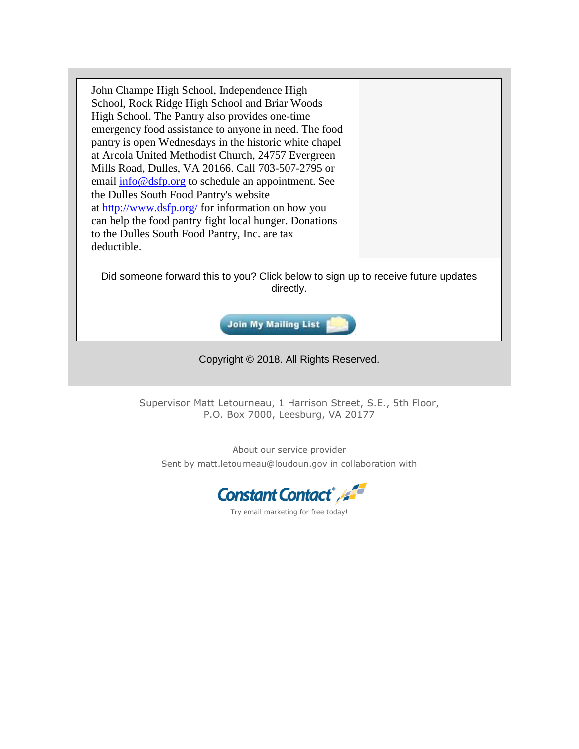John Champe High School, Independence High School, Rock Ridge High School and Briar Woods High School. The Pantry also provides one-time emergency food assistance to anyone in need. The food pantry is open Wednesdays in the historic white chapel at Arcola United Methodist Church, 24757 Evergreen Mills Road, Dulles, VA 20166. Call 703-507-2795 or email info@dsfp.org to schedule an appointment. See the Dulles South Food Pantry's website at http://www.dsfp.org/ for information on how you can help the food pantry fight local hunger. Donations to the Dulles South Food Pantry, Inc. are tax deductible.

Did someone forward this to you? Click below to sign up to receive future updates directly.

Join My Mailing List

Copyright © 2018. All Rights Reserved.

Supervisor Matt Letourneau, 1 Harrison Street, S.E., 5th Floor, P.O. Box 7000, Leesburg, VA 20177

About our service provider

Sent by matt.letourneau@loudoun.gov in collaboration with

Constant Contact

Try email marketing for free today!